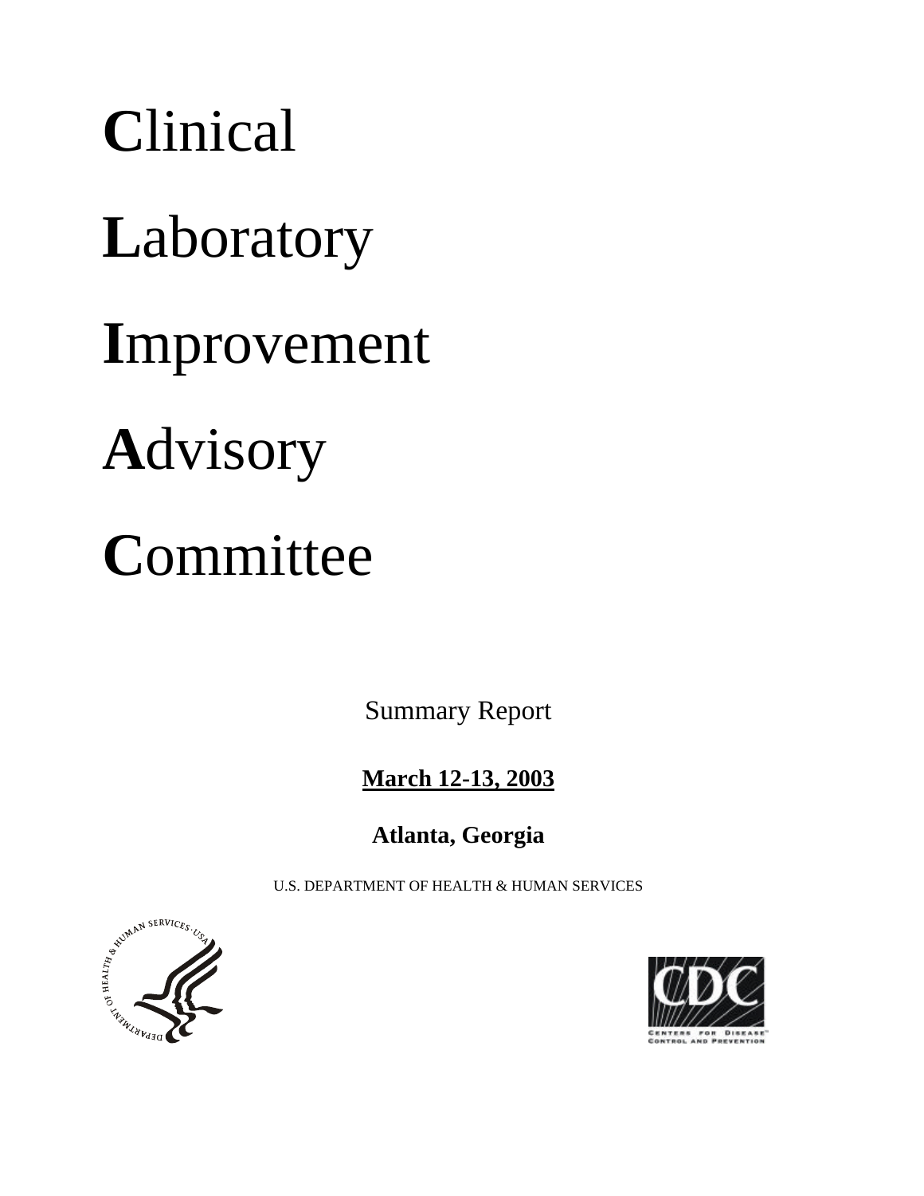# **C**linical

# **L**aboratory

# **I**mprovement

# **A**dvisory

# **C**ommittee

Summary Report

**March 12-13, 2003**

**Atlanta, Georgia**

U.S. DEPARTMENT OF HEALTH & HUMAN SERVICES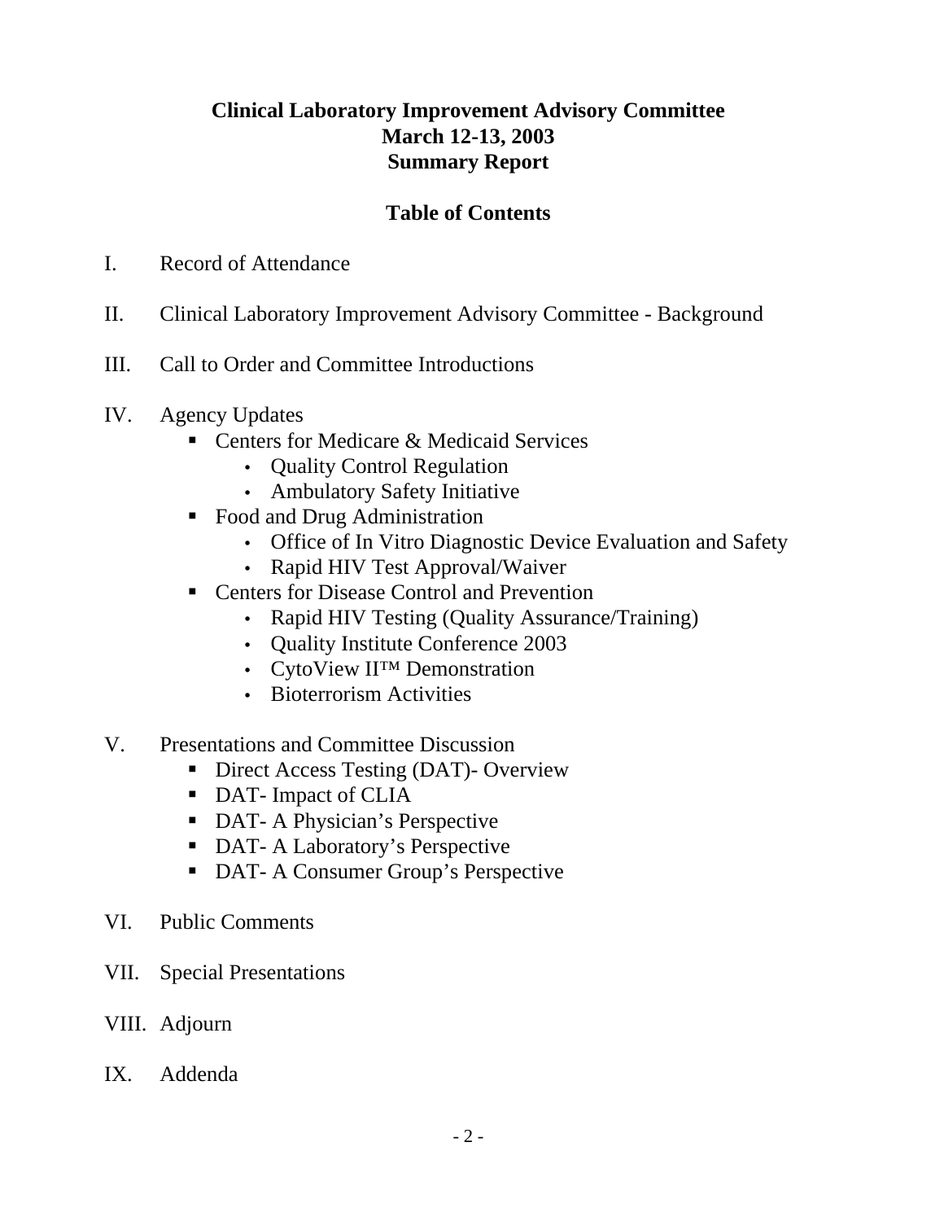# Clinical Laboratory Improvement Advisory Committee
# March 12-13, 2003
# Summary Report

## Table of Contents

I. Record of Attendance

II. Clinical Laboratory Improvement Advisory Committee - Background

III. Call to Order and Committee Introductions

IV. Agency Updates
- Centers for Medicare & Medicaid Services
  - Quality Control Regulation
  - Ambulatory Safety Initiative
- Food and Drug Administration
  - Office of In Vitro Diagnostic Device Evaluation and Safety
  - Rapid HIV Test Approval/Waiver
- Centers for Disease Control and Prevention
  - Rapid HIV Testing (Quality Assurance/Training)
  - Quality Institute Conference 2003
  - CytoView II™ Demonstration
  - Bioterrorism Activities

V. Presentations and Committee Discussion
- Direct Access Testing (DAT)- Overview
- DAT- Impact of CLIA
- DAT- A Physician's Perspective
- DAT- A Laboratory's Perspective
- DAT- A Consumer Group's Perspective

VI. Public Comments

VII. Special Presentations

VIII. Adjourn

IX. Addenda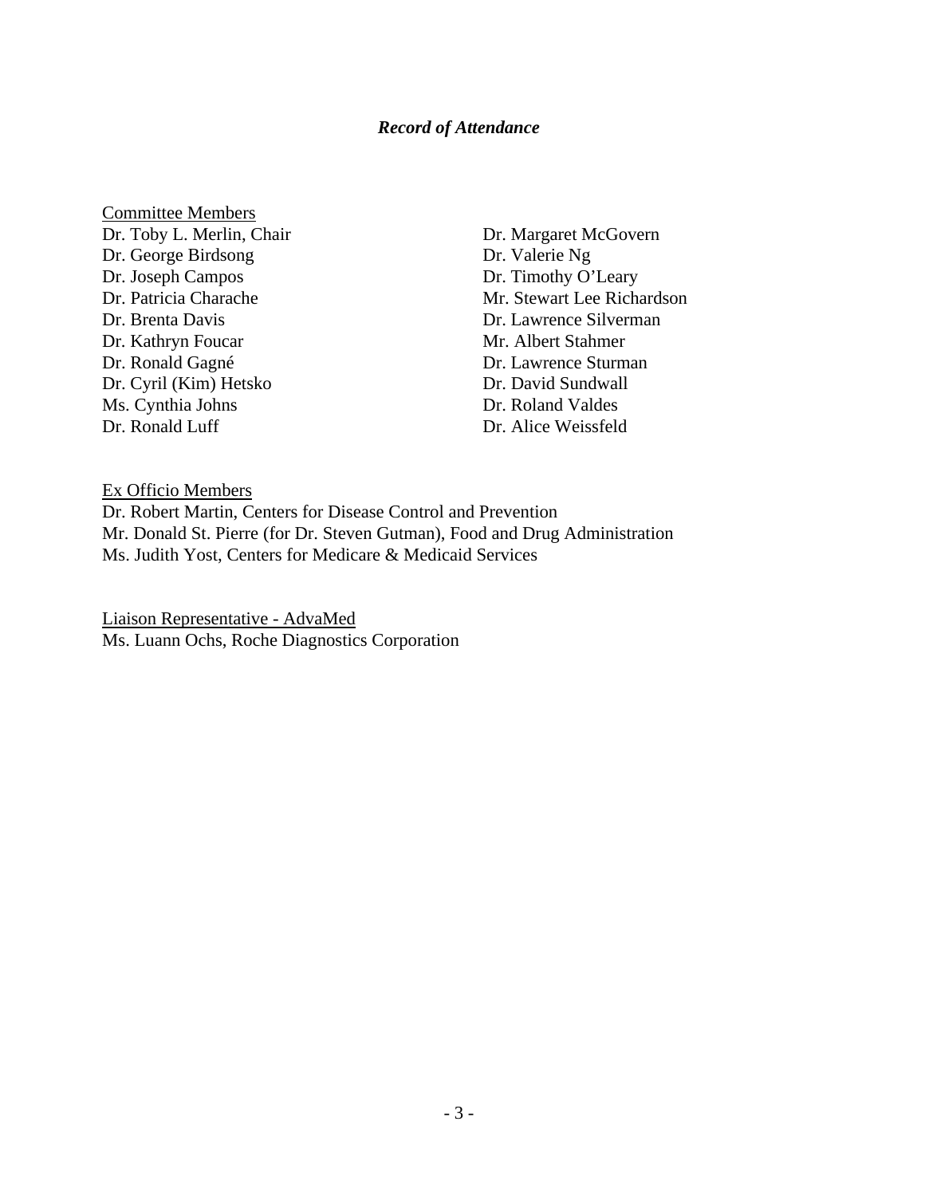### *Record of Attendance*

Committee Members

Dr. Toby L. Merlin, Chair
Dr. George Birdsong
Dr. Joseph Campos
Dr. Patricia Charache
Dr. Brenta Davis
Dr. Kathryn Foucar
Dr. Ronald Gagné
Dr. Cyril (Kim) Hetsko
Ms. Cynthia Johns
Dr. Ronald Luff
Dr. Margaret McGovern
Dr. Valerie Ng
Dr. Timothy O'Leary
Mr. Stewart Lee Richardson
Dr. Lawrence Silverman
Mr. Albert Stahmer
Dr. Lawrence Sturman
Dr. David Sundwall
Dr. Roland Valdes
Dr. Alice Weissfeld

Ex Officio Members

Dr. Robert Martin, Centers for Disease Control and Prevention
Mr. Donald St. Pierre (for Dr. Steven Gutman), Food and Drug Administration
Ms. Judith Yost, Centers for Medicare & Medicaid Services

Liaison Representative - AdvaMed

Ms. Luann Ochs, Roche Diagnostics Corporation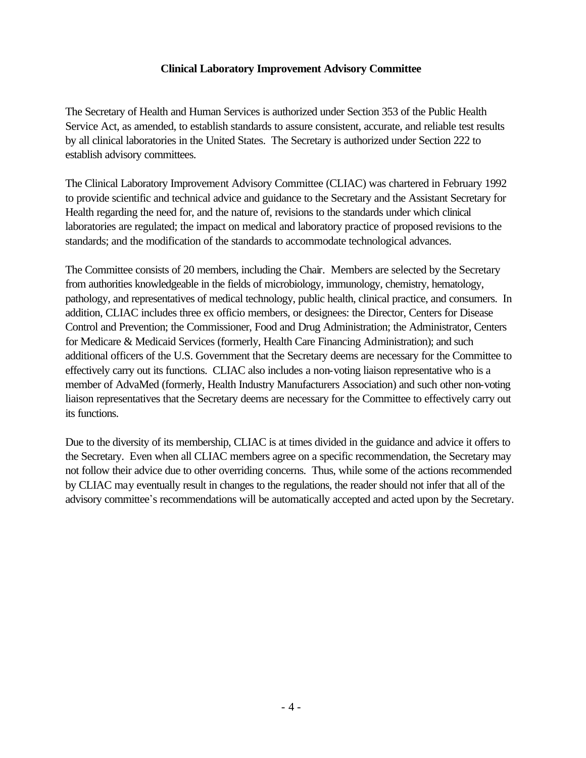# Clinical Laboratory Improvement Advisory Committee

The Secretary of Health and Human Services is authorized under Section 353 of the Public Health Service Act, as amended, to establish standards to assure consistent, accurate, and reliable test results by all clinical laboratories in the United States. The Secretary is authorized under Section 222 to establish advisory committees.

The Clinical Laboratory Improvement Advisory Committee (CLIAC) was chartered in February 1992 to provide scientific and technical advice and guidance to the Secretary and the Assistant Secretary for Health regarding the need for, and the nature of, revisions to the standards under which clinical laboratories are regulated; the impact on medical and laboratory practice of proposed revisions to the standards; and the modification of the standards to accommodate technological advances.

The Committee consists of 20 members, including the Chair. Members are selected by the Secretary from authorities knowledgeable in the fields of microbiology, immunology, chemistry, hematology, pathology, and representatives of medical technology, public health, clinical practice, and consumers. In addition, CLIAC includes three ex officio members, or designees: the Director, Centers for Disease Control and Prevention; the Commissioner, Food and Drug Administration; the Administrator, Centers for Medicare & Medicaid Services (formerly, Health Care Financing Administration); and such additional officers of the U.S. Government that the Secretary deems are necessary for the Committee to effectively carry out its functions. CLIAC also includes a non-voting liaison representative who is a member of AdvaMed (formerly, Health Industry Manufacturers Association) and such other non-voting liaison representatives that the Secretary deems are necessary for the Committee to effectively carry out its functions.

Due to the diversity of its membership, CLIAC is at times divided in the guidance and advice it offers to the Secretary. Even when all CLIAC members agree on a specific recommendation, the Secretary may not follow their advice due to other overriding concerns. Thus, while some of the actions recommended by CLIAC may eventually result in changes to the regulations, the reader should not infer that all of the advisory committee's recommendations will be automatically accepted and acted upon by the Secretary.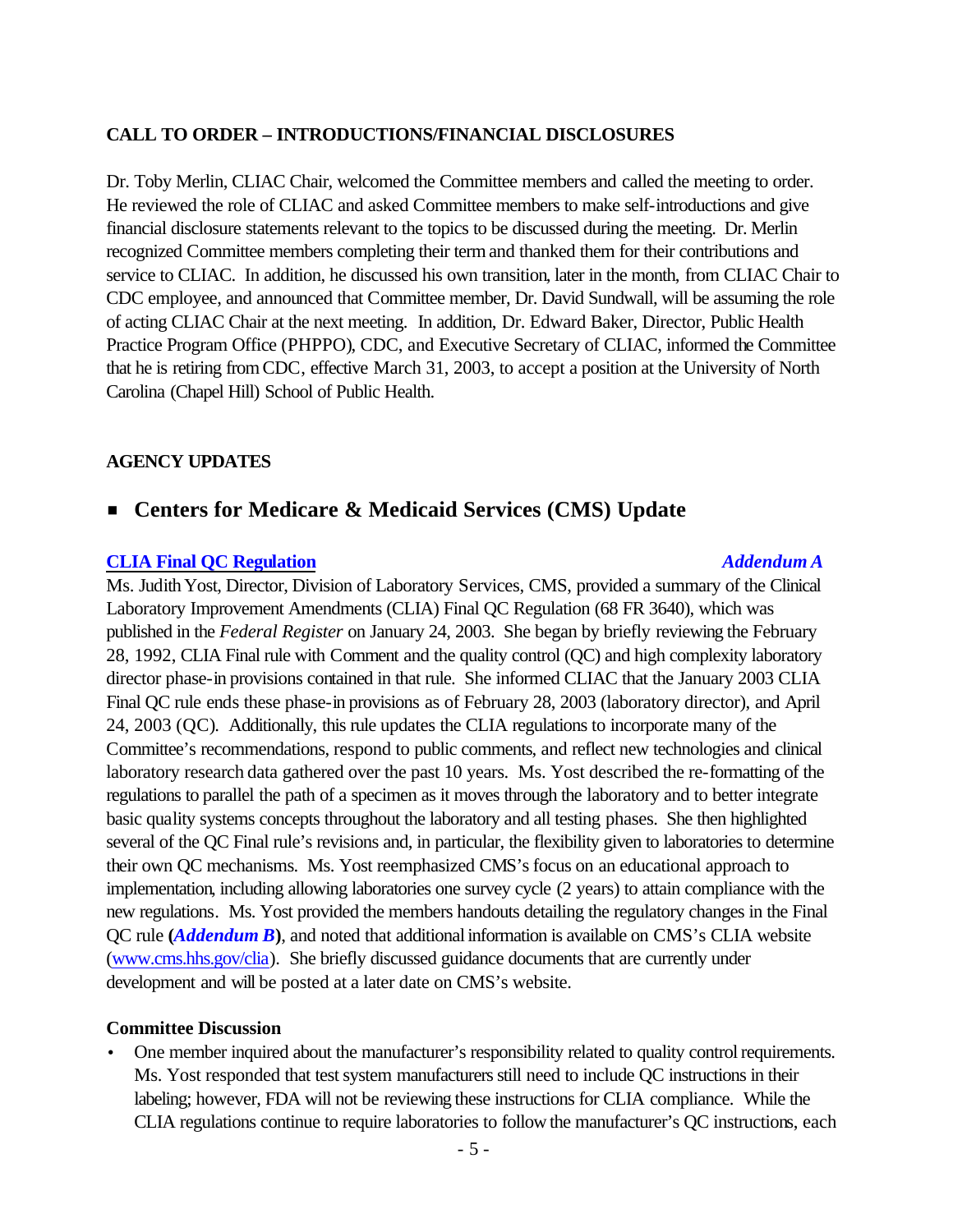## CALL TO ORDER – INTRODUCTIONS/FINANCIAL DISCLOSURES

Dr. Toby Merlin, CLIAC Chair, welcomed the Committee members and called the meeting to order. He reviewed the role of CLIAC and asked Committee members to make self-introductions and give financial disclosure statements relevant to the topics to be discussed during the meeting. Dr. Merlin recognized Committee members completing their term and thanked them for their contributions and service to CLIAC. In addition, he discussed his own transition, later in the month, from CLIAC Chair to CDC employee, and announced that Committee member, Dr. David Sundwall, will be assuming the role of acting CLIAC Chair at the next meeting. In addition, Dr. Edward Baker, Director, Public Health Practice Program Office (PHPPO), CDC, and Executive Secretary of CLIAC, informed the Committee that he is retiring from CDC, effective March 31, 2003, to accept a position at the University of North Carolina (Chapel Hill) School of Public Health.

## AGENCY UPDATES

### ■ Centers for Medicare & Medicaid Services (CMS) Update

**CLIA Final QC Regulation** ***Addendum A***

Ms. Judith Yost, Director, Division of Laboratory Services, CMS, provided a summary of the Clinical Laboratory Improvement Amendments (CLIA) Final QC Regulation (68 FR 3640), which was published in the *Federal Register* on January 24, 2003. She began by briefly reviewing the February 28, 1992, CLIA Final rule with Comment and the quality control (QC) and high complexity laboratory director phase-in provisions contained in that rule. She informed CLIAC that the January 2003 CLIA Final QC rule ends these phase-in provisions as of February 28, 2003 (laboratory director), and April 24, 2003 (QC). Additionally, this rule updates the CLIA regulations to incorporate many of the Committee's recommendations, respond to public comments, and reflect new technologies and clinical laboratory research data gathered over the past 10 years. Ms. Yost described the re-formatting of the regulations to parallel the path of a specimen as it moves through the laboratory and to better integrate basic quality systems concepts throughout the laboratory and all testing phases. She then highlighted several of the QC Final rule's revisions and, in particular, the flexibility given to laboratories to determine their own QC mechanisms. Ms. Yost reemphasized CMS's focus on an educational approach to implementation, including allowing laboratories one survey cycle (2 years) to attain compliance with the new regulations. Ms. Yost provided the members handouts detailing the regulatory changes in the Final QC rule **(*Addendum B*)**, and noted that additional information is available on CMS's CLIA website (www.cms.hhs.gov/clia). She briefly discussed guidance documents that are currently under development and will be posted at a later date on CMS's website.

**Committee Discussion**

- One member inquired about the manufacturer's responsibility related to quality control requirements. Ms. Yost responded that test system manufacturers still need to include QC instructions in their labeling; however, FDA will not be reviewing these instructions for CLIA compliance. While the CLIA regulations continue to require laboratories to follow the manufacturer's QC instructions, each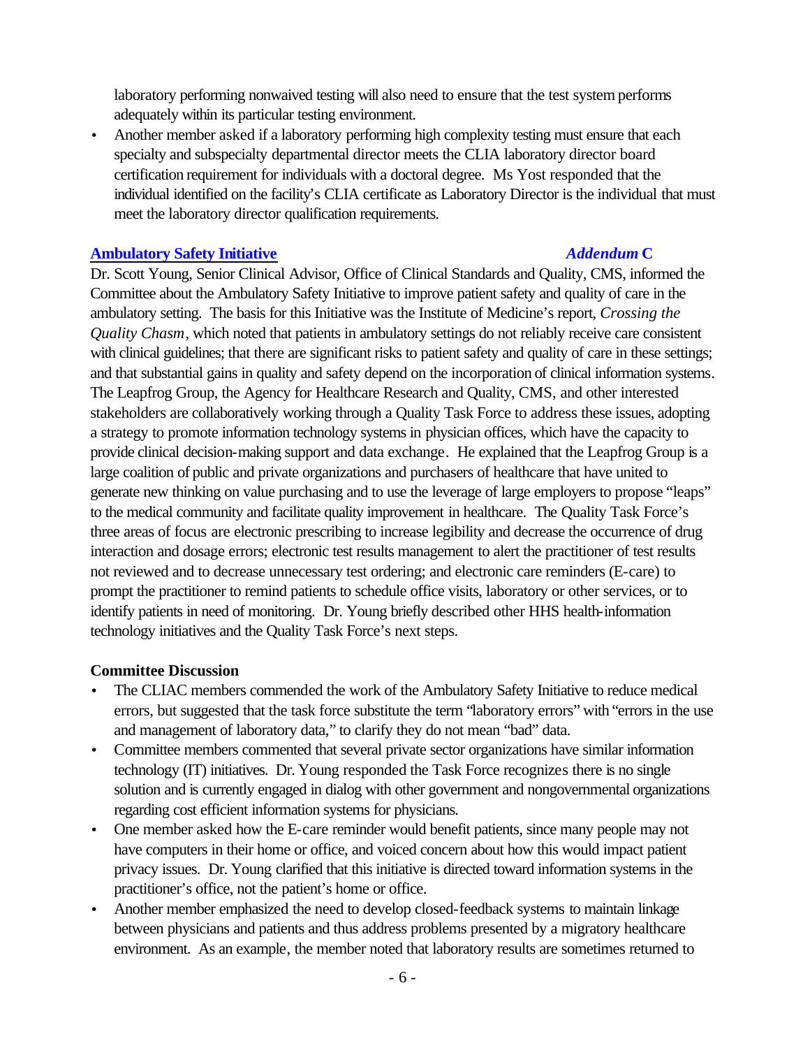laboratory performing nonwaived testing will also need to ensure that the test system performs adequately within its particular testing environment.

- Another member asked if a laboratory performing high complexity testing must ensure that each specialty and subspecialty departmental director meets the CLIA laboratory director board certification requirement for individuals with a doctoral degree. Ms Yost responded that the individual identified on the facility's CLIA certificate as Laboratory Director is the individual that must meet the laboratory director qualification requirements.

**Ambulatory Safety Initiative** *Addendum* **C**

Dr. Scott Young, Senior Clinical Advisor, Office of Clinical Standards and Quality, CMS, informed the Committee about the Ambulatory Safety Initiative to improve patient safety and quality of care in the ambulatory setting. The basis for this Initiative was the Institute of Medicine's report, *Crossing the Quality Chasm*, which noted that patients in ambulatory settings do not reliably receive care consistent with clinical guidelines; that there are significant risks to patient safety and quality of care in these settings; and that substantial gains in quality and safety depend on the incorporation of clinical information systems. The Leapfrog Group, the Agency for Healthcare Research and Quality, CMS, and other interested stakeholders are collaboratively working through a Quality Task Force to address these issues, adopting a strategy to promote information technology systems in physician offices, which have the capacity to provide clinical decision-making support and data exchange. He explained that the Leapfrog Group is a large coalition of public and private organizations and purchasers of healthcare that have united to generate new thinking on value purchasing and to use the leverage of large employers to propose "leaps" to the medical community and facilitate quality improvement in healthcare. The Quality Task Force's three areas of focus are electronic prescribing to increase legibility and decrease the occurrence of drug interaction and dosage errors; electronic test results management to alert the practitioner of test results not reviewed and to decrease unnecessary test ordering; and electronic care reminders (E-care) to prompt the practitioner to remind patients to schedule office visits, laboratory or other services, or to identify patients in need of monitoring. Dr. Young briefly described other HHS health-information technology initiatives and the Quality Task Force's next steps.

**Committee Discussion**

- The CLIAC members commended the work of the Ambulatory Safety Initiative to reduce medical errors, but suggested that the task force substitute the term "laboratory errors" with "errors in the use and management of laboratory data," to clarify they do not mean "bad" data.
- Committee members commented that several private sector organizations have similar information technology (IT) initiatives. Dr. Young responded the Task Force recognizes there is no single solution and is currently engaged in dialog with other government and nongovernmental organizations regarding cost efficient information systems for physicians.
- One member asked how the E-care reminder would benefit patients, since many people may not have computers in their home or office, and voiced concern about how this would impact patient privacy issues. Dr. Young clarified that this initiative is directed toward information systems in the practitioner's office, not the patient's home or office.
- Another member emphasized the need to develop closed-feedback systems to maintain linkage between physicians and patients and thus address problems presented by a migratory healthcare environment. As an example, the member noted that laboratory results are sometimes returned to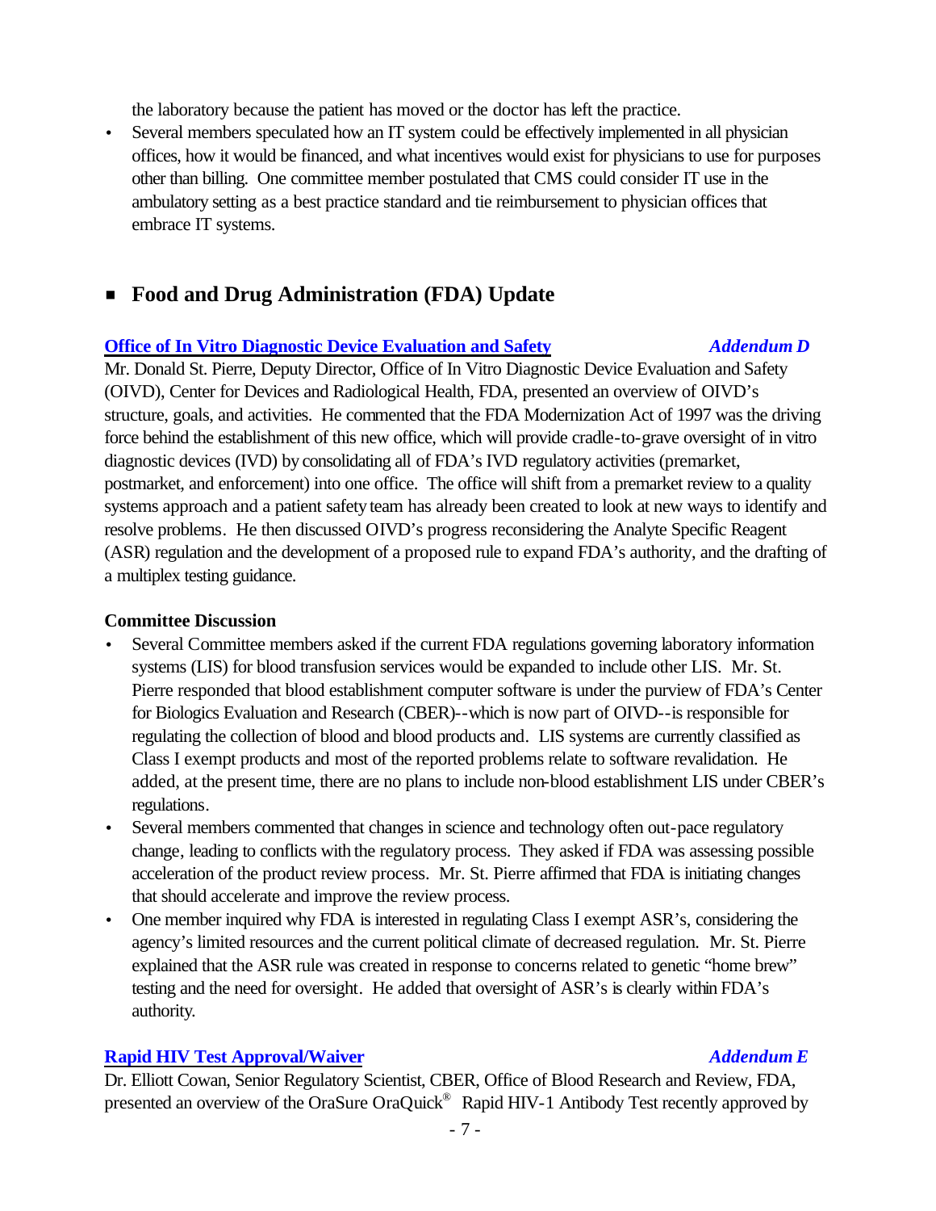the laboratory because the patient has moved or the doctor has left the practice.

- Several members speculated how an IT system could be effectively implemented in all physician offices, how it would be financed, and what incentives would exist for physicians to use for purposes other than billing. One committee member postulated that CMS could consider IT use in the ambulatory setting as a best practice standard and tie reimbursement to physician offices that embrace IT systems.

## ▪ Food and Drug Administration (FDA) Update

**Office of In Vitro Diagnostic Device Evaluation and Safety** *Addendum D*

Mr. Donald St. Pierre, Deputy Director, Office of In Vitro Diagnostic Device Evaluation and Safety (OIVD), Center for Devices and Radiological Health, FDA, presented an overview of OIVD's structure, goals, and activities. He commented that the FDA Modernization Act of 1997 was the driving force behind the establishment of this new office, which will provide cradle-to-grave oversight of in vitro diagnostic devices (IVD) by consolidating all of FDA's IVD regulatory activities (premarket, postmarket, and enforcement) into one office. The office will shift from a premarket review to a quality systems approach and a patient safety team has already been created to look at new ways to identify and resolve problems. He then discussed OIVD's progress reconsidering the Analyte Specific Reagent (ASR) regulation and the development of a proposed rule to expand FDA's authority, and the drafting of a multiplex testing guidance.

**Committee Discussion**

- Several Committee members asked if the current FDA regulations governing laboratory information systems (LIS) for blood transfusion services would be expanded to include other LIS. Mr. St. Pierre responded that blood establishment computer software is under the purview of FDA's Center for Biologics Evaluation and Research (CBER)--which is now part of OIVD--is responsible for regulating the collection of blood and blood products and. LIS systems are currently classified as Class I exempt products and most of the reported problems relate to software revalidation. He added, at the present time, there are no plans to include non-blood establishment LIS under CBER's regulations.
- Several members commented that changes in science and technology often out-pace regulatory change, leading to conflicts with the regulatory process. They asked if FDA was assessing possible acceleration of the product review process. Mr. St. Pierre affirmed that FDA is initiating changes that should accelerate and improve the review process.
- One member inquired why FDA is interested in regulating Class I exempt ASR's, considering the agency's limited resources and the current political climate of decreased regulation. Mr. St. Pierre explained that the ASR rule was created in response to concerns related to genetic "home brew" testing and the need for oversight. He added that oversight of ASR's is clearly within FDA's authority.

**Rapid HIV Test Approval/Waiver** *Addendum E*

Dr. Elliott Cowan, Senior Regulatory Scientist, CBER, Office of Blood Research and Review, FDA, presented an overview of the OraSure OraQuick® Rapid HIV-1 Antibody Test recently approved by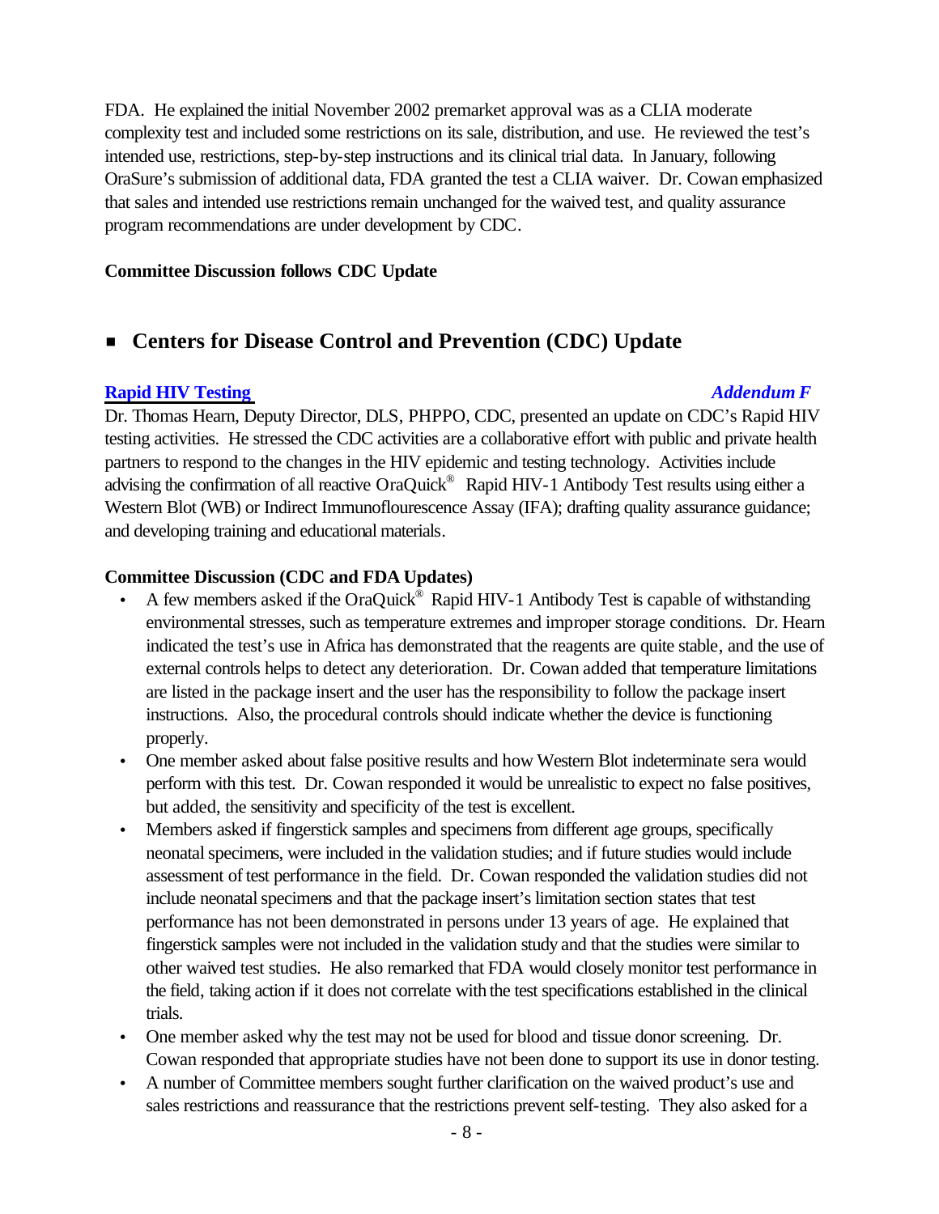FDA. He explained the initial November 2002 premarket approval was as a CLIA moderate complexity test and included some restrictions on its sale, distribution, and use. He reviewed the test's intended use, restrictions, step-by-step instructions and its clinical trial data. In January, following OraSure's submission of additional data, FDA granted the test a CLIA waiver. Dr. Cowan emphasized that sales and intended use restrictions remain unchanged for the waived test, and quality assurance program recommendations are under development by CDC.

**Committee Discussion follows CDC Update**

## ■ Centers for Disease Control and Prevention (CDC) Update

**Rapid HIV Testing** ***Addendum F***

Dr. Thomas Hearn, Deputy Director, DLS, PHPPO, CDC, presented an update on CDC's Rapid HIV testing activities. He stressed the CDC activities are a collaborative effort with public and private health partners to respond to the changes in the HIV epidemic and testing technology. Activities include advising the confirmation of all reactive OraQuick® Rapid HIV-1 Antibody Test results using either a Western Blot (WB) or Indirect Immunoflourescence Assay (IFA); drafting quality assurance guidance; and developing training and educational materials.

**Committee Discussion (CDC and FDA Updates)**

- A few members asked if the OraQuick® Rapid HIV-1 Antibody Test is capable of withstanding environmental stresses, such as temperature extremes and improper storage conditions. Dr. Hearn indicated the test's use in Africa has demonstrated that the reagents are quite stable, and the use of external controls helps to detect any deterioration. Dr. Cowan added that temperature limitations are listed in the package insert and the user has the responsibility to follow the package insert instructions. Also, the procedural controls should indicate whether the device is functioning properly.
- One member asked about false positive results and how Western Blot indeterminate sera would perform with this test. Dr. Cowan responded it would be unrealistic to expect no false positives, but added, the sensitivity and specificity of the test is excellent.
- Members asked if fingerstick samples and specimens from different age groups, specifically neonatal specimens, were included in the validation studies; and if future studies would include assessment of test performance in the field. Dr. Cowan responded the validation studies did not include neonatal specimens and that the package insert's limitation section states that test performance has not been demonstrated in persons under 13 years of age. He explained that fingerstick samples were not included in the validation study and that the studies were similar to other waived test studies. He also remarked that FDA would closely monitor test performance in the field, taking action if it does not correlate with the test specifications established in the clinical trials.
- One member asked why the test may not be used for blood and tissue donor screening. Dr. Cowan responded that appropriate studies have not been done to support its use in donor testing.
- A number of Committee members sought further clarification on the waived product's use and sales restrictions and reassurance that the restrictions prevent self-testing. They also asked for a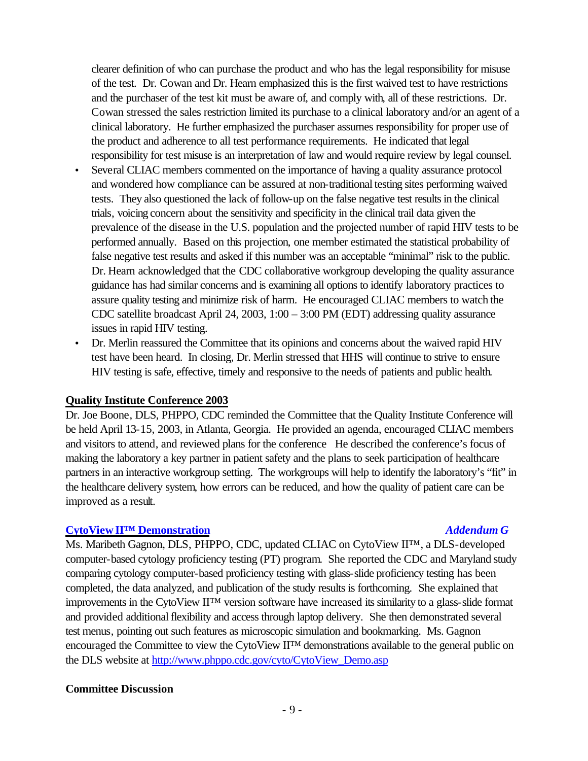clearer definition of who can purchase the product and who has the legal responsibility for misuse of the test. Dr. Cowan and Dr. Hearn emphasized this is the first waived test to have restrictions and the purchaser of the test kit must be aware of, and comply with, all of these restrictions. Dr. Cowan stressed the sales restriction limited its purchase to a clinical laboratory and/or an agent of a clinical laboratory. He further emphasized the purchaser assumes responsibility for proper use of the product and adherence to all test performance requirements. He indicated that legal responsibility for test misuse is an interpretation of law and would require review by legal counsel.

- Several CLIAC members commented on the importance of having a quality assurance protocol and wondered how compliance can be assured at non-traditional testing sites performing waived tests. They also questioned the lack of follow-up on the false negative test results in the clinical trials, voicing concern about the sensitivity and specificity in the clinical trail data given the prevalence of the disease in the U.S. population and the projected number of rapid HIV tests to be performed annually. Based on this projection, one member estimated the statistical probability of false negative test results and asked if this number was an acceptable "minimal" risk to the public. Dr. Hearn acknowledged that the CDC collaborative workgroup developing the quality assurance guidance has had similar concerns and is examining all options to identify laboratory practices to assure quality testing and minimize risk of harm. He encouraged CLIAC members to watch the CDC satellite broadcast April 24, 2003, 1:00 – 3:00 PM (EDT) addressing quality assurance issues in rapid HIV testing.
- Dr. Merlin reassured the Committee that its opinions and concerns about the waived rapid HIV test have been heard. In closing, Dr. Merlin stressed that HHS will continue to strive to ensure HIV testing is safe, effective, timely and responsive to the needs of patients and public health.

## Quality Institute Conference 2003

Dr. Joe Boone, DLS, PHPPO, CDC reminded the Committee that the Quality Institute Conference will be held April 13-15, 2003, in Atlanta, Georgia. He provided an agenda, encouraged CLIAC members and visitors to attend, and reviewed plans for the conference He described the conference's focus of making the laboratory a key partner in patient safety and the plans to seek participation of healthcare partners in an interactive workgroup setting. The workgroups will help to identify the laboratory's "fit" in the healthcare delivery system, how errors can be reduced, and how the quality of patient care can be improved as a result.

## CytoView II™ Demonstration *Addendum G*

Ms. Maribeth Gagnon, DLS, PHPPO, CDC, updated CLIAC on CytoView II™, a DLS-developed computer-based cytology proficiency testing (PT) program. She reported the CDC and Maryland study comparing cytology computer-based proficiency testing with glass-slide proficiency testing has been completed, the data analyzed, and publication of the study results is forthcoming. She explained that improvements in the CytoView II™ version software have increased its similarity to a glass-slide format and provided additional flexibility and access through laptop delivery. She then demonstrated several test menus, pointing out such features as microscopic simulation and bookmarking. Ms. Gagnon encouraged the Committee to view the CytoView II™ demonstrations available to the general public on the DLS website at http://www.phppo.cdc.gov/cyto/CytoView_Demo.asp

**Committee Discussion**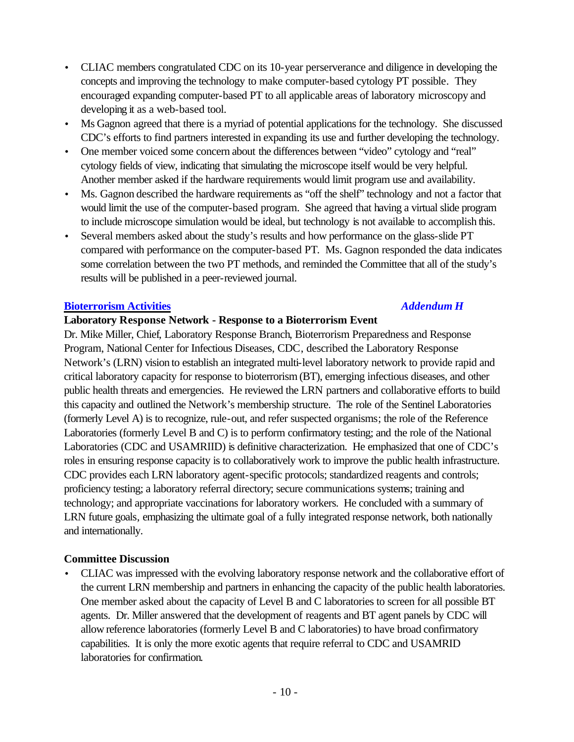- CLIAC members congratulated CDC on its 10-year perserverance and diligence in developing the concepts and improving the technology to make computer-based cytology PT possible. They encouraged expanding computer-based PT to all applicable areas of laboratory microscopy and developing it as a web-based tool.
- Ms Gagnon agreed that there is a myriad of potential applications for the technology. She discussed CDC's efforts to find partners interested in expanding its use and further developing the technology.
- One member voiced some concern about the differences between "video" cytology and "real" cytology fields of view, indicating that simulating the microscope itself would be very helpful. Another member asked if the hardware requirements would limit program use and availability.
- Ms. Gagnon described the hardware requirements as "off the shelf" technology and not a factor that would limit the use of the computer-based program. She agreed that having a virtual slide program to include microscope simulation would be ideal, but technology is not available to accomplish this.
- Several members asked about the study's results and how performance on the glass-slide PT compared with performance on the computer-based PT. Ms. Gagnon responded the data indicates some correlation between the two PT methods, and reminded the Committee that all of the study's results will be published in a peer-reviewed journal.

## Bioterrorism Activities *Addendum H*

### Laboratory Response Network - Response to a Bioterrorism Event

Dr. Mike Miller, Chief, Laboratory Response Branch, Bioterrorism Preparedness and Response Program, National Center for Infectious Diseases, CDC, described the Laboratory Response Network's (LRN) vision to establish an integrated multi-level laboratory network to provide rapid and critical laboratory capacity for response to bioterrorism (BT), emerging infectious diseases, and other public health threats and emergencies. He reviewed the LRN partners and collaborative efforts to build this capacity and outlined the Network's membership structure. The role of the Sentinel Laboratories (formerly Level A) is to recognize, rule-out, and refer suspected organisms; the role of the Reference Laboratories (formerly Level B and C) is to perform confirmatory testing; and the role of the National Laboratories (CDC and USAMRIID) is definitive characterization. He emphasized that one of CDC's roles in ensuring response capacity is to collaboratively work to improve the public health infrastructure. CDC provides each LRN laboratory agent-specific protocols; standardized reagents and controls; proficiency testing; a laboratory referral directory; secure communications systems; training and technology; and appropriate vaccinations for laboratory workers. He concluded with a summary of LRN future goals, emphasizing the ultimate goal of a fully integrated response network, both nationally and internationally.

### Committee Discussion

- CLIAC was impressed with the evolving laboratory response network and the collaborative effort of the current LRN membership and partners in enhancing the capacity of the public health laboratories. One member asked about the capacity of Level B and C laboratories to screen for all possible BT agents. Dr. Miller answered that the development of reagents and BT agent panels by CDC will allow reference laboratories (formerly Level B and C laboratories) to have broad confirmatory capabilities. It is only the more exotic agents that require referral to CDC and USAMRID laboratories for confirmation.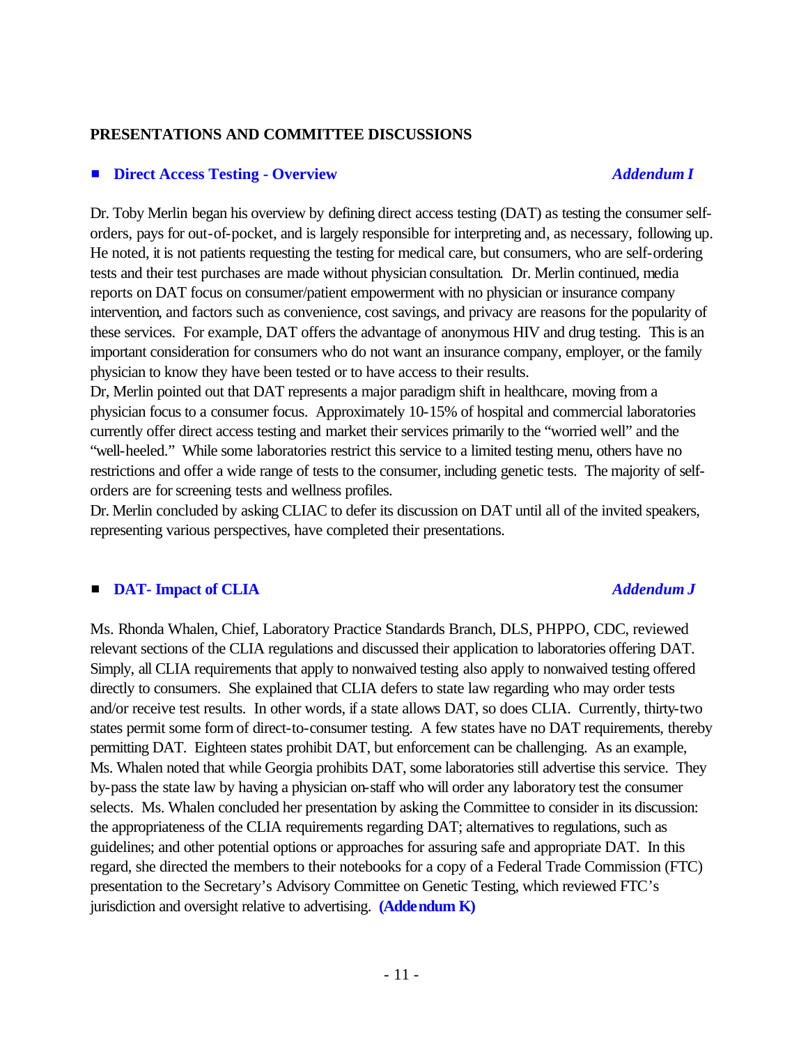## PRESENTATIONS AND COMMITTEE DISCUSSIONS

### ■ Direct Access Testing - Overview *Addendum I*

Dr. Toby Merlin began his overview by defining direct access testing (DAT) as testing the consumer self-orders, pays for out-of-pocket, and is largely responsible for interpreting and, as necessary, following up. He noted, it is not patients requesting the testing for medical care, but consumers, who are self-ordering tests and their test purchases are made without physician consultation. Dr. Merlin continued, media reports on DAT focus on consumer/patient empowerment with no physician or insurance company intervention, and factors such as convenience, cost savings, and privacy are reasons for the popularity of these services. For example, DAT offers the advantage of anonymous HIV and drug testing. This is an important consideration for consumers who do not want an insurance company, employer, or the family physician to know they have been tested or to have access to their results.

Dr, Merlin pointed out that DAT represents a major paradigm shift in healthcare, moving from a physician focus to a consumer focus. Approximately 10-15% of hospital and commercial laboratories currently offer direct access testing and market their services primarily to the "worried well" and the "well-heeled." While some laboratories restrict this service to a limited testing menu, others have no restrictions and offer a wide range of tests to the consumer, including genetic tests. The majority of self-orders are for screening tests and wellness profiles.

Dr. Merlin concluded by asking CLIAC to defer its discussion on DAT until all of the invited speakers, representing various perspectives, have completed their presentations.

### ■ DAT- Impact of CLIA *Addendum J*

Ms. Rhonda Whalen, Chief, Laboratory Practice Standards Branch, DLS, PHPPO, CDC, reviewed relevant sections of the CLIA regulations and discussed their application to laboratories offering DAT. Simply, all CLIA requirements that apply to nonwaived testing also apply to nonwaived testing offered directly to consumers. She explained that CLIA defers to state law regarding who may order tests and/or receive test results. In other words, if a state allows DAT, so does CLIA. Currently, thirty-two states permit some form of direct-to-consumer testing. A few states have no DAT requirements, thereby permitting DAT. Eighteen states prohibit DAT, but enforcement can be challenging. As an example, Ms. Whalen noted that while Georgia prohibits DAT, some laboratories still advertise this service. They by-pass the state law by having a physician on-staff who will order any laboratory test the consumer selects. Ms. Whalen concluded her presentation by asking the Committee to consider in its discussion: the appropriateness of the CLIA requirements regarding DAT; alternatives to regulations, such as guidelines; and other potential options or approaches for assuring safe and appropriate DAT. In this regard, she directed the members to their notebooks for a copy of a Federal Trade Commission (FTC) presentation to the Secretary's Advisory Committee on Genetic Testing, which reviewed FTC's jurisdiction and oversight relative to advertising. **(Addendum K)**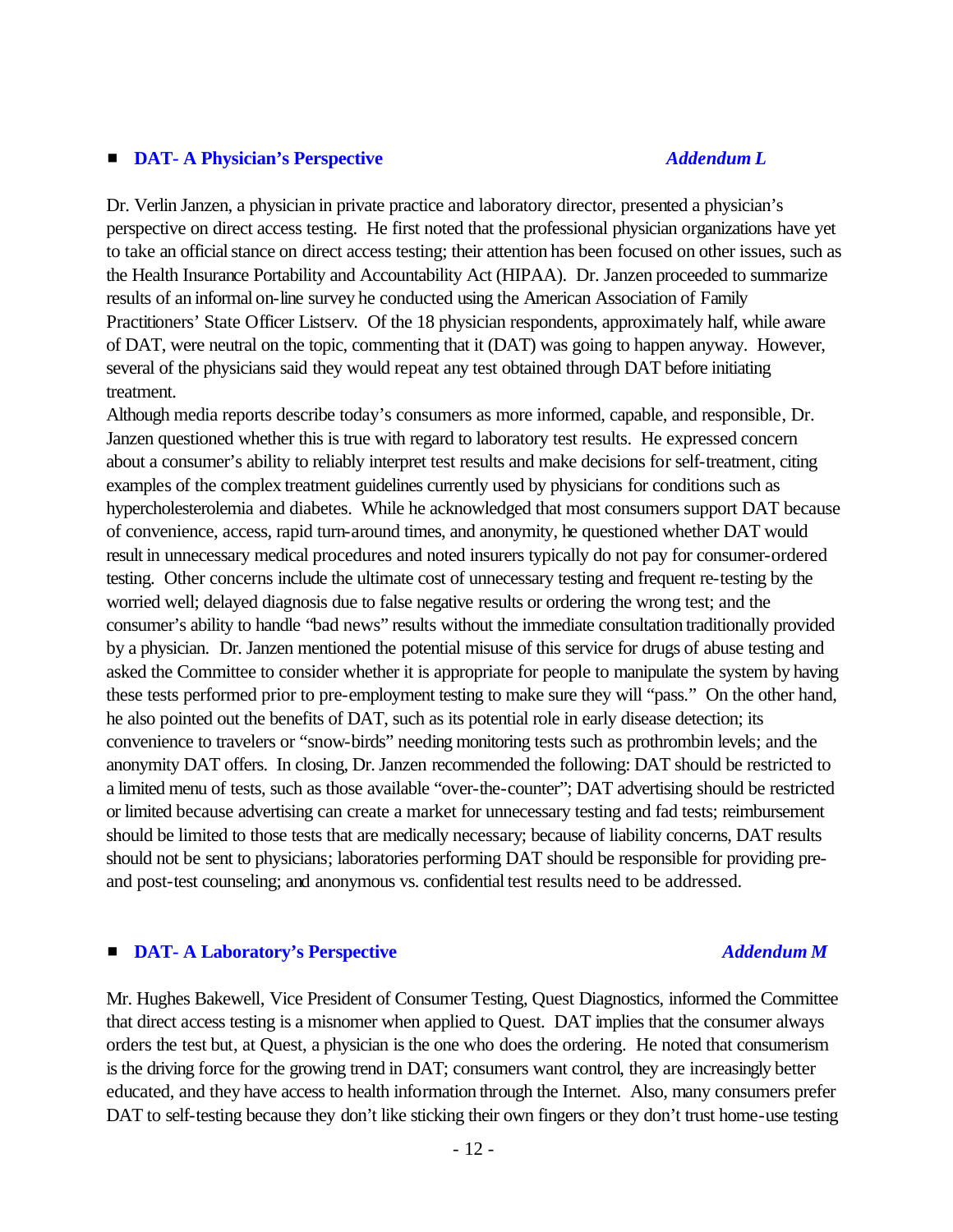## ■ DAT- A Physician's Perspective *Addendum L*

Dr. Verlin Janzen, a physician in private practice and laboratory director, presented a physician's perspective on direct access testing. He first noted that the professional physician organizations have yet to take an official stance on direct access testing; their attention has been focused on other issues, such as the Health Insurance Portability and Accountability Act (HIPAA). Dr. Janzen proceeded to summarize results of an informal on-line survey he conducted using the American Association of Family Practitioners' State Officer Listserv. Of the 18 physician respondents, approximately half, while aware of DAT, were neutral on the topic, commenting that it (DAT) was going to happen anyway. However, several of the physicians said they would repeat any test obtained through DAT before initiating treatment.

Although media reports describe today's consumers as more informed, capable, and responsible, Dr. Janzen questioned whether this is true with regard to laboratory test results. He expressed concern about a consumer's ability to reliably interpret test results and make decisions for self-treatment, citing examples of the complex treatment guidelines currently used by physicians for conditions such as hypercholesterolemia and diabetes. While he acknowledged that most consumers support DAT because of convenience, access, rapid turn-around times, and anonymity, he questioned whether DAT would result in unnecessary medical procedures and noted insurers typically do not pay for consumer-ordered testing. Other concerns include the ultimate cost of unnecessary testing and frequent re-testing by the worried well; delayed diagnosis due to false negative results or ordering the wrong test; and the consumer's ability to handle "bad news" results without the immediate consultation traditionally provided by a physician. Dr. Janzen mentioned the potential misuse of this service for drugs of abuse testing and asked the Committee to consider whether it is appropriate for people to manipulate the system by having these tests performed prior to pre-employment testing to make sure they will "pass." On the other hand, he also pointed out the benefits of DAT, such as its potential role in early disease detection; its convenience to travelers or "snow-birds" needing monitoring tests such as prothrombin levels; and the anonymity DAT offers. In closing, Dr. Janzen recommended the following: DAT should be restricted to a limited menu of tests, such as those available "over-the-counter"; DAT advertising should be restricted or limited because advertising can create a market for unnecessary testing and fad tests; reimbursement should be limited to those tests that are medically necessary; because of liability concerns, DAT results should not be sent to physicians; laboratories performing DAT should be responsible for providing pre- and post-test counseling; and anonymous vs. confidential test results need to be addressed.

## ■ DAT- A Laboratory's Perspective *Addendum M*

Mr. Hughes Bakewell, Vice President of Consumer Testing, Quest Diagnostics, informed the Committee that direct access testing is a misnomer when applied to Quest. DAT implies that the consumer always orders the test but, at Quest, a physician is the one who does the ordering. He noted that consumerism is the driving force for the growing trend in DAT; consumers want control, they are increasingly better educated, and they have access to health information through the Internet. Also, many consumers prefer DAT to self-testing because they don't like sticking their own fingers or they don't trust home-use testing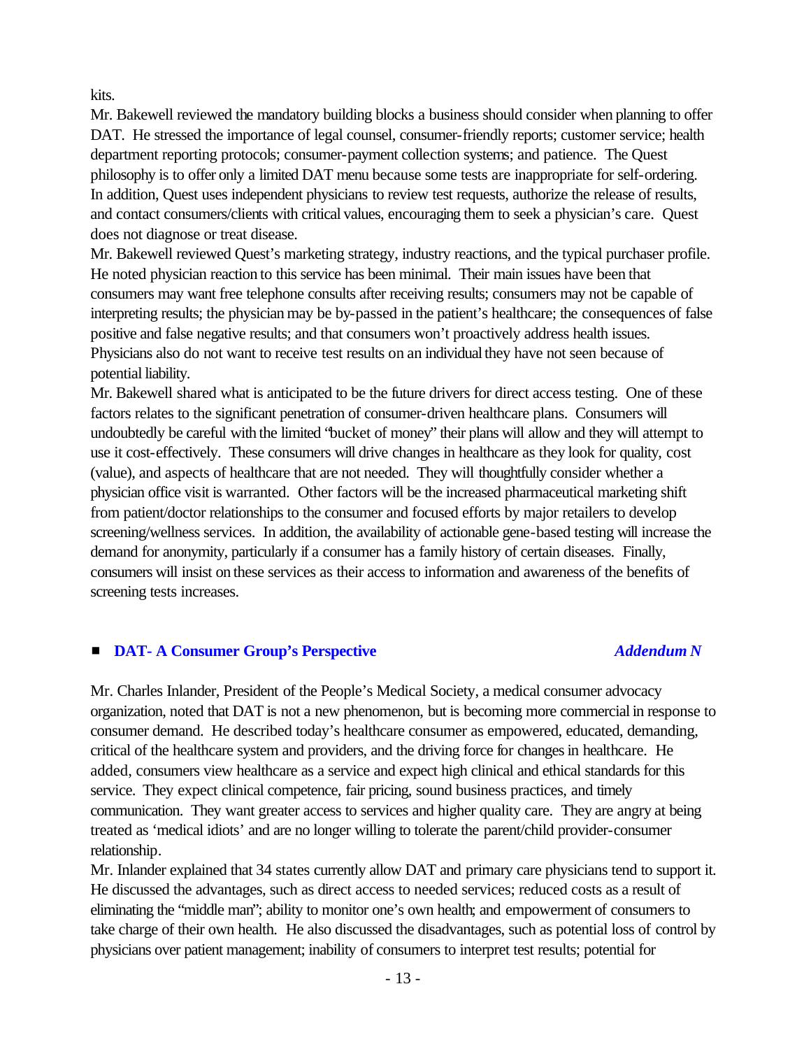kits.

Mr. Bakewell reviewed the mandatory building blocks a business should consider when planning to offer DAT. He stressed the importance of legal counsel, consumer-friendly reports; customer service; health department reporting protocols; consumer-payment collection systems; and patience. The Quest philosophy is to offer only a limited DAT menu because some tests are inappropriate for self-ordering. In addition, Quest uses independent physicians to review test requests, authorize the release of results, and contact consumers/clients with critical values, encouraging them to seek a physician's care. Quest does not diagnose or treat disease.

Mr. Bakewell reviewed Quest's marketing strategy, industry reactions, and the typical purchaser profile. He noted physician reaction to this service has been minimal. Their main issues have been that consumers may want free telephone consults after receiving results; consumers may not be capable of interpreting results; the physician may be by-passed in the patient's healthcare; the consequences of false positive and false negative results; and that consumers won't proactively address health issues. Physicians also do not want to receive test results on an individual they have not seen because of potential liability.

Mr. Bakewell shared what is anticipated to be the future drivers for direct access testing. One of these factors relates to the significant penetration of consumer-driven healthcare plans. Consumers will undoubtedly be careful with the limited "bucket of money" their plans will allow and they will attempt to use it cost-effectively. These consumers will drive changes in healthcare as they look for quality, cost (value), and aspects of healthcare that are not needed. They will thoughtfully consider whether a physician office visit is warranted. Other factors will be the increased pharmaceutical marketing shift from patient/doctor relationships to the consumer and focused efforts by major retailers to develop screening/wellness services. In addition, the availability of actionable gene-based testing will increase the demand for anonymity, particularly if a consumer has a family history of certain diseases. Finally, consumers will insist on these services as their access to information and awareness of the benefits of screening tests increases.

- **DAT- A Consumer Group's Perspective** ***Addendum N***

Mr. Charles Inlander, President of the People's Medical Society, a medical consumer advocacy organization, noted that DAT is not a new phenomenon, but is becoming more commercial in response to consumer demand. He described today's healthcare consumer as empowered, educated, demanding, critical of the healthcare system and providers, and the driving force for changes in healthcare. He added, consumers view healthcare as a service and expect high clinical and ethical standards for this service. They expect clinical competence, fair pricing, sound business practices, and timely communication. They want greater access to services and higher quality care. They are angry at being treated as 'medical idiots' and are no longer willing to tolerate the parent/child provider-consumer relationship.

Mr. Inlander explained that 34 states currently allow DAT and primary care physicians tend to support it. He discussed the advantages, such as direct access to needed services; reduced costs as a result of eliminating the "middle man"; ability to monitor one's own health; and empowerment of consumers to take charge of their own health. He also discussed the disadvantages, such as potential loss of control by physicians over patient management; inability of consumers to interpret test results; potential for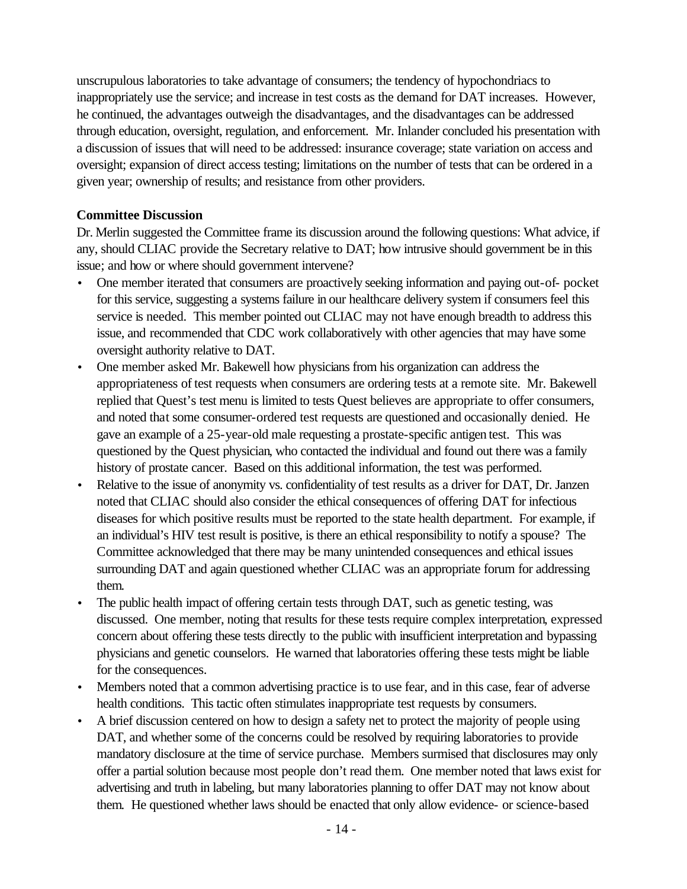unscrupulous laboratories to take advantage of consumers; the tendency of hypochondriacs to inappropriately use the service; and increase in test costs as the demand for DAT increases. However, he continued, the advantages outweigh the disadvantages, and the disadvantages can be addressed through education, oversight, regulation, and enforcement. Mr. Inlander concluded his presentation with a discussion of issues that will need to be addressed: insurance coverage; state variation on access and oversight; expansion of direct access testing; limitations on the number of tests that can be ordered in a given year; ownership of results; and resistance from other providers.

**Committee Discussion**

Dr. Merlin suggested the Committee frame its discussion around the following questions: What advice, if any, should CLIAC provide the Secretary relative to DAT; how intrusive should government be in this issue; and how or where should government intervene?

- One member iterated that consumers are proactively seeking information and paying out-of- pocket for this service, suggesting a systems failure in our healthcare delivery system if consumers feel this service is needed. This member pointed out CLIAC may not have enough breadth to address this issue, and recommended that CDC work collaboratively with other agencies that may have some oversight authority relative to DAT.
- One member asked Mr. Bakewell how physicians from his organization can address the appropriateness of test requests when consumers are ordering tests at a remote site. Mr. Bakewell replied that Quest's test menu is limited to tests Quest believes are appropriate to offer consumers, and noted that some consumer-ordered test requests are questioned and occasionally denied. He gave an example of a 25-year-old male requesting a prostate-specific antigen test. This was questioned by the Quest physician, who contacted the individual and found out there was a family history of prostate cancer. Based on this additional information, the test was performed.
- Relative to the issue of anonymity vs. confidentiality of test results as a driver for DAT, Dr. Janzen noted that CLIAC should also consider the ethical consequences of offering DAT for infectious diseases for which positive results must be reported to the state health department. For example, if an individual's HIV test result is positive, is there an ethical responsibility to notify a spouse? The Committee acknowledged that there may be many unintended consequences and ethical issues surrounding DAT and again questioned whether CLIAC was an appropriate forum for addressing them.
- The public health impact of offering certain tests through DAT, such as genetic testing, was discussed. One member, noting that results for these tests require complex interpretation, expressed concern about offering these tests directly to the public with insufficient interpretation and bypassing physicians and genetic counselors. He warned that laboratories offering these tests might be liable for the consequences.
- Members noted that a common advertising practice is to use fear, and in this case, fear of adverse health conditions. This tactic often stimulates inappropriate test requests by consumers.
- A brief discussion centered on how to design a safety net to protect the majority of people using DAT, and whether some of the concerns could be resolved by requiring laboratories to provide mandatory disclosure at the time of service purchase. Members surmised that disclosures may only offer a partial solution because most people don't read them. One member noted that laws exist for advertising and truth in labeling, but many laboratories planning to offer DAT may not know about them. He questioned whether laws should be enacted that only allow evidence- or science-based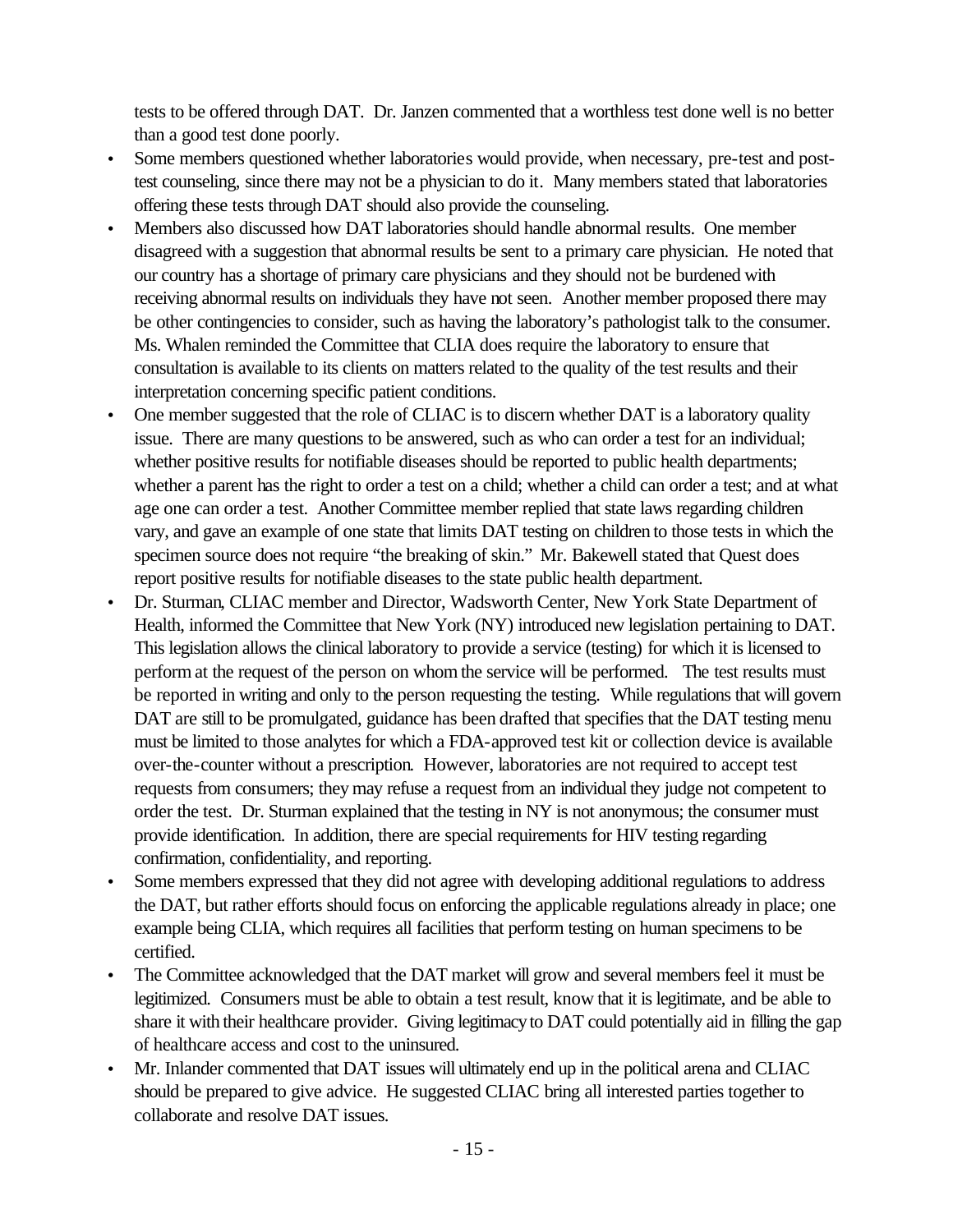tests to be offered through DAT. Dr. Janzen commented that a worthless test done well is no better than a good test done poorly.

- Some members questioned whether laboratories would provide, when necessary, pre-test and post-test counseling, since there may not be a physician to do it. Many members stated that laboratories offering these tests through DAT should also provide the counseling.
- Members also discussed how DAT laboratories should handle abnormal results. One member disagreed with a suggestion that abnormal results be sent to a primary care physician. He noted that our country has a shortage of primary care physicians and they should not be burdened with receiving abnormal results on individuals they have not seen. Another member proposed there may be other contingencies to consider, such as having the laboratory's pathologist talk to the consumer. Ms. Whalen reminded the Committee that CLIA does require the laboratory to ensure that consultation is available to its clients on matters related to the quality of the test results and their interpretation concerning specific patient conditions.
- One member suggested that the role of CLIAC is to discern whether DAT is a laboratory quality issue. There are many questions to be answered, such as who can order a test for an individual; whether positive results for notifiable diseases should be reported to public health departments; whether a parent has the right to order a test on a child; whether a child can order a test; and at what age one can order a test. Another Committee member replied that state laws regarding children vary, and gave an example of one state that limits DAT testing on children to those tests in which the specimen source does not require "the breaking of skin." Mr. Bakewell stated that Quest does report positive results for notifiable diseases to the state public health department.
- Dr. Sturman, CLIAC member and Director, Wadsworth Center, New York State Department of Health, informed the Committee that New York (NY) introduced new legislation pertaining to DAT. This legislation allows the clinical laboratory to provide a service (testing) for which it is licensed to perform at the request of the person on whom the service will be performed. The test results must be reported in writing and only to the person requesting the testing. While regulations that will govern DAT are still to be promulgated, guidance has been drafted that specifies that the DAT testing menu must be limited to those analytes for which a FDA-approved test kit or collection device is available over-the-counter without a prescription. However, laboratories are not required to accept test requests from consumers; they may refuse a request from an individual they judge not competent to order the test. Dr. Sturman explained that the testing in NY is not anonymous; the consumer must provide identification. In addition, there are special requirements for HIV testing regarding confirmation, confidentiality, and reporting.
- Some members expressed that they did not agree with developing additional regulations to address the DAT, but rather efforts should focus on enforcing the applicable regulations already in place; one example being CLIA, which requires all facilities that perform testing on human specimens to be certified.
- The Committee acknowledged that the DAT market will grow and several members feel it must be legitimized. Consumers must be able to obtain a test result, know that it is legitimate, and be able to share it with their healthcare provider. Giving legitimacy to DAT could potentially aid in filling the gap of healthcare access and cost to the uninsured.
- Mr. Inlander commented that DAT issues will ultimately end up in the political arena and CLIAC should be prepared to give advice. He suggested CLIAC bring all interested parties together to collaborate and resolve DAT issues.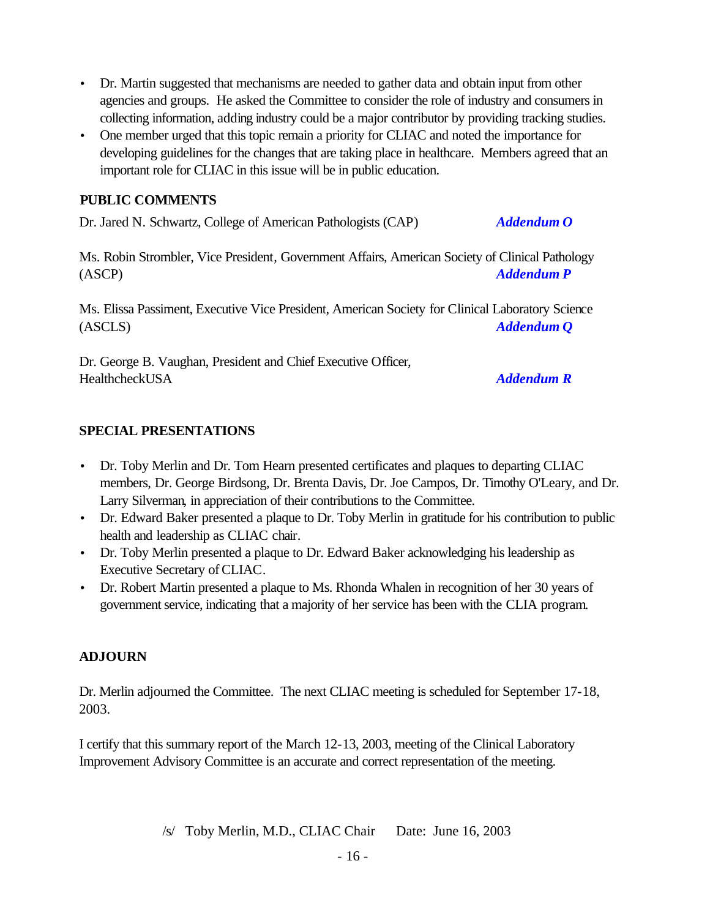- Dr. Martin suggested that mechanisms are needed to gather data and obtain input from other agencies and groups. He asked the Committee to consider the role of industry and consumers in collecting information, adding industry could be a major contributor by providing tracking studies.
- One member urged that this topic remain a priority for CLIAC and noted the importance for developing guidelines for the changes that are taking place in healthcare. Members agreed that an important role for CLIAC in this issue will be in public education.

## PUBLIC COMMENTS

Dr. Jared N. Schwartz, College of American Pathologists (CAP) ***Addendum O***

Ms. Robin Strombler, Vice President, Government Affairs, American Society of Clinical Pathology (ASCP) ***Addendum P***

Ms. Elissa Passiment, Executive Vice President, American Society for Clinical Laboratory Science (ASCLS) ***Addendum Q***

Dr. George B. Vaughan, President and Chief Executive Officer, HealthcheckUSA ***Addendum R***

## SPECIAL PRESENTATIONS

- Dr. Toby Merlin and Dr. Tom Hearn presented certificates and plaques to departing CLIAC members, Dr. George Birdsong, Dr. Brenta Davis, Dr. Joe Campos, Dr. Timothy O'Leary, and Dr. Larry Silverman, in appreciation of their contributions to the Committee.
- Dr. Edward Baker presented a plaque to Dr. Toby Merlin in gratitude for his contribution to public health and leadership as CLIAC chair.
- Dr. Toby Merlin presented a plaque to Dr. Edward Baker acknowledging his leadership as Executive Secretary of CLIAC.
- Dr. Robert Martin presented a plaque to Ms. Rhonda Whalen in recognition of her 30 years of government service, indicating that a majority of her service has been with the CLIA program.

## ADJOURN

Dr. Merlin adjourned the Committee. The next CLIAC meeting is scheduled for September 17-18, 2003.

I certify that this summary report of the March 12-13, 2003, meeting of the Clinical Laboratory Improvement Advisory Committee is an accurate and correct representation of the meeting.

/s/ Toby Merlin, M.D., CLIAC Chair Date: June 16, 2003